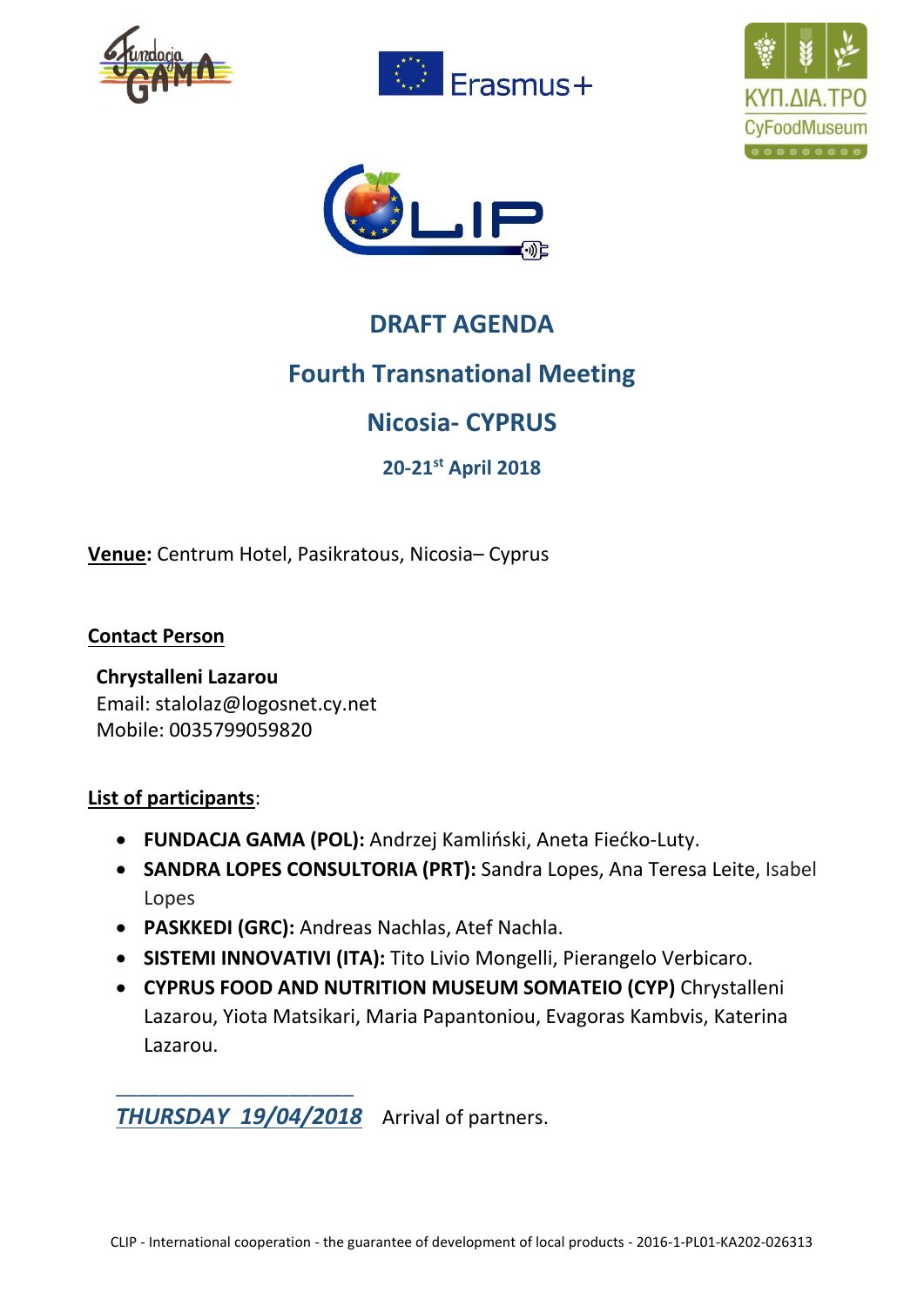# DRAFT AGENDA

## Fourth Transnational Meeting

## Nicosia- CYPRUS

### 20-21st April 2018

**Venue:** Centrum Hotel, Pasikratous, Nicosia– Cyprus

**Contact Person**

**Chrystalleni Lazarou**
Email: stalolaz@logosnet.cy.net
Mobile: 0035799059820

**List of participants**:

- **FUNDACJA GAMA (POL):** Andrzej Kamliński, Aneta Fiećko-Luty.
- **SANDRA LOPES CONSULTORIA (PRT):** Sandra Lopes, Ana Teresa Leite, Isabel Lopes
- **PASKKEDI (GRC):** Andreas Nachlas, Atef Nachla.
- **SISTEMI INNOVATIVI (ITA):** Tito Livio Mongelli, Pierangelo Verbicaro.
- **CYPRUS FOOD AND NUTRITION MUSEUM SOMATEIO (CYP)** Chrystalleni Lazarou, Yiota Matsikari, Maria Papantoniou, Evagoras Kambvis, Katerina Lazarou.

***THURSDAY 19/04/2018*** Arrival of partners.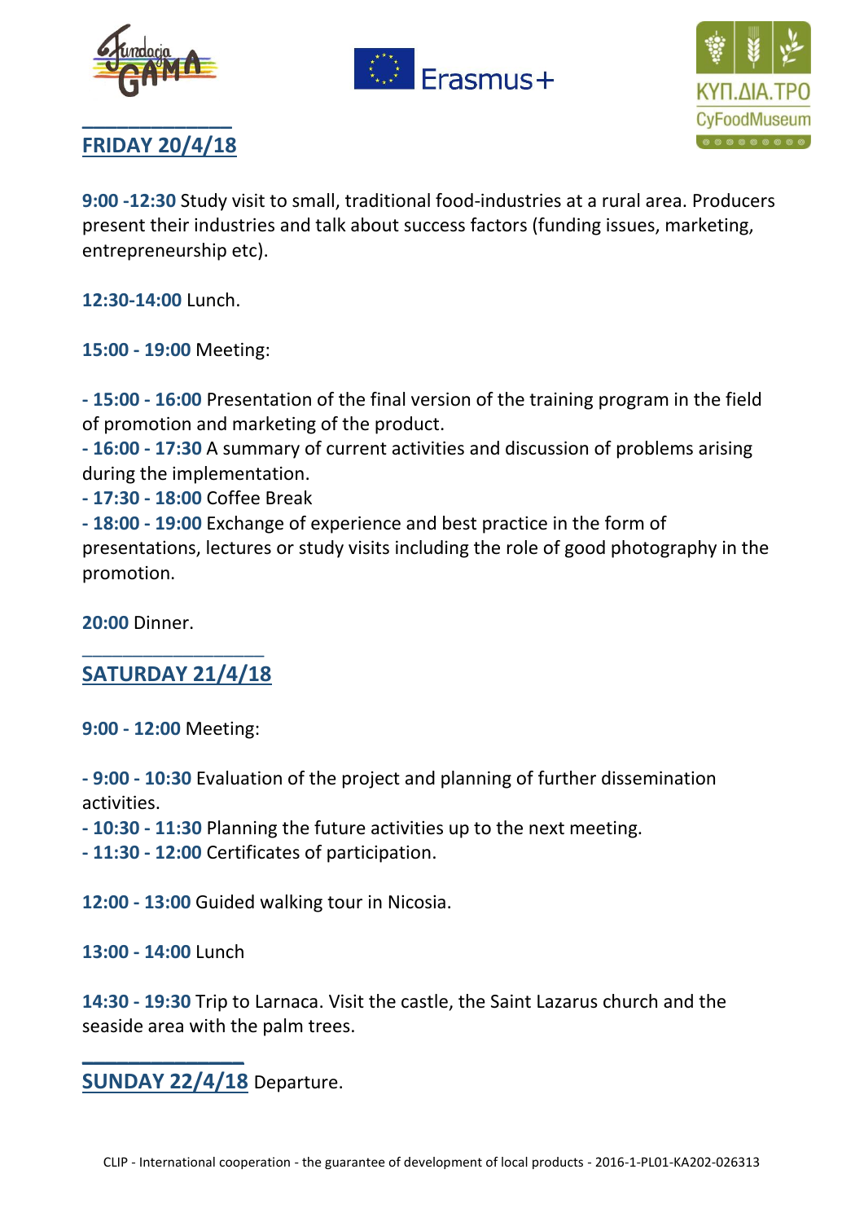## FRIDAY 20/4/18

**9:00 -12:30** Study visit to small, traditional food-industries at a rural area. Producers present their industries and talk about success factors (funding issues, marketing, entrepreneurship etc).

**12:30-14:00** Lunch.

**15:00 - 19:00** Meeting:

- **15:00 - 16:00** Presentation of the final version of the training program in the field of promotion and marketing of the product.
- **16:00 - 17:30** A summary of current activities and discussion of problems arising during the implementation.
- **17:30 - 18:00** Coffee Break
- **18:00 - 19:00** Exchange of experience and best practice in the form of presentations, lectures or study visits including the role of good photography in the promotion.

**20:00** Dinner.

## SATURDAY 21/4/18

**9:00 - 12:00** Meeting:

- **9:00 - 10:30** Evaluation of the project and planning of further dissemination activities.
- **10:30 - 11:30** Planning the future activities up to the next meeting.
- **11:30 - 12:00** Certificates of participation.

**12:00 - 13:00** Guided walking tour in Nicosia.

**13:00 - 14:00** Lunch

**14:30 - 19:30** Trip to Larnaca. Visit the castle, the Saint Lazarus church and the seaside area with the palm trees.

## SUNDAY 22/4/18 Departure.

CLIP - International cooperation - the guarantee of development of local products - 2016-1-PL01-KA202-026313